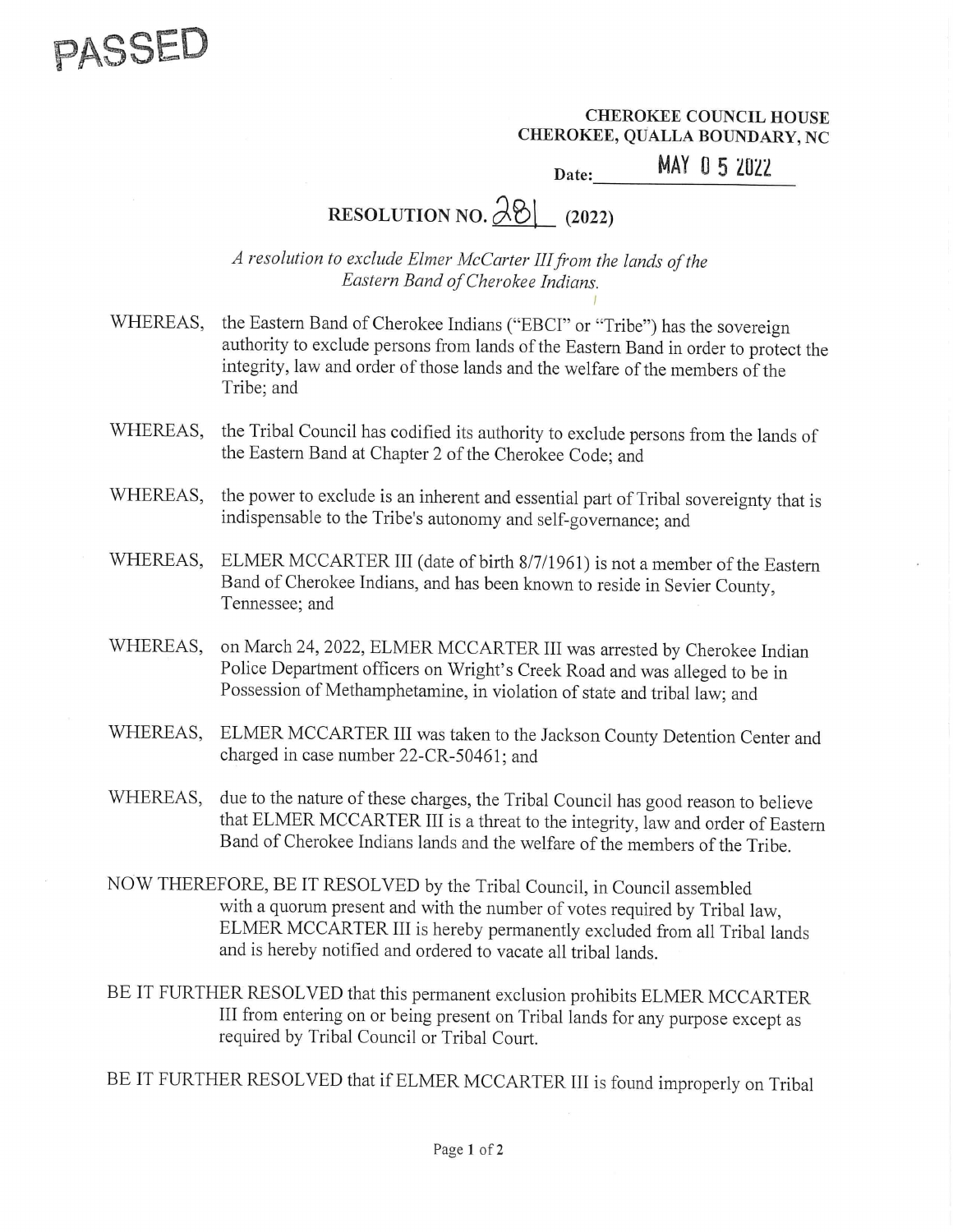PASSED

**CHEROKEE COUNCIL HOUSE**
**CHEROKEE, QUALLA BOUNDARY, NC**

**Date:** MAY 0 5 2022

# RESOLUTION NO. 281 (2022)

*A resolution to exclude Elmer McCarter III from the lands of the Eastern Band of Cherokee Indians.*

WHEREAS, the Eastern Band of Cherokee Indians ("EBCI" or "Tribe") has the sovereign authority to exclude persons from lands of the Eastern Band in order to protect the integrity, law and order of those lands and the welfare of the members of the Tribe; and

WHEREAS, the Tribal Council has codified its authority to exclude persons from the lands of the Eastern Band at Chapter 2 of the Cherokee Code; and

WHEREAS, the power to exclude is an inherent and essential part of Tribal sovereignty that is indispensable to the Tribe's autonomy and self-governance; and

WHEREAS, ELMER MCCARTER III (date of birth 8/7/1961) is not a member of the Eastern Band of Cherokee Indians, and has been known to reside in Sevier County, Tennessee; and

WHEREAS, on March 24, 2022, ELMER MCCARTER III was arrested by Cherokee Indian Police Department officers on Wright's Creek Road and was alleged to be in Possession of Methamphetamine, in violation of state and tribal law; and

WHEREAS, ELMER MCCARTER III was taken to the Jackson County Detention Center and charged in case number 22-CR-50461; and

WHEREAS, due to the nature of these charges, the Tribal Council has good reason to believe that ELMER MCCARTER III is a threat to the integrity, law and order of Eastern Band of Cherokee Indians lands and the welfare of the members of the Tribe.

NOW THEREFORE, BE IT RESOLVED by the Tribal Council, in Council assembled with a quorum present and with the number of votes required by Tribal law, ELMER MCCARTER III is hereby permanently excluded from all Tribal lands and is hereby notified and ordered to vacate all tribal lands.

BE IT FURTHER RESOLVED that this permanent exclusion prohibits ELMER MCCARTER III from entering on or being present on Tribal lands for any purpose except as required by Tribal Council or Tribal Court.

BE IT FURTHER RESOLVED that if ELMER MCCARTER III is found improperly on Tribal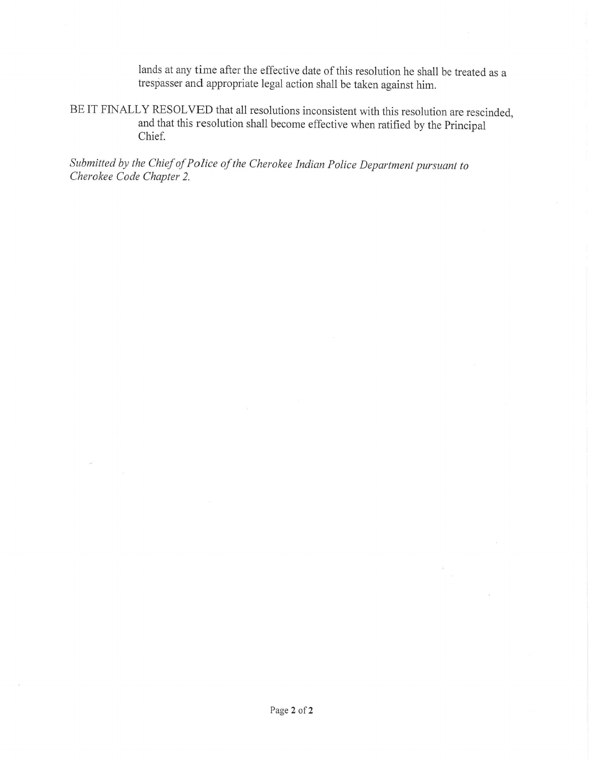lands at any time after the effective date of this resolution he shall be treated as a trespasser and appropriate legal action shall be taken against him.

BE IT FINALLY RESOLVED that all resolutions inconsistent with this resolution are rescinded, and that this resolution shall become effective when ratified by the Principal Chief.

*Submitted by the Chief of Police of the Cherokee Indian Police Department pursuant to Cherokee Code Chapter 2.*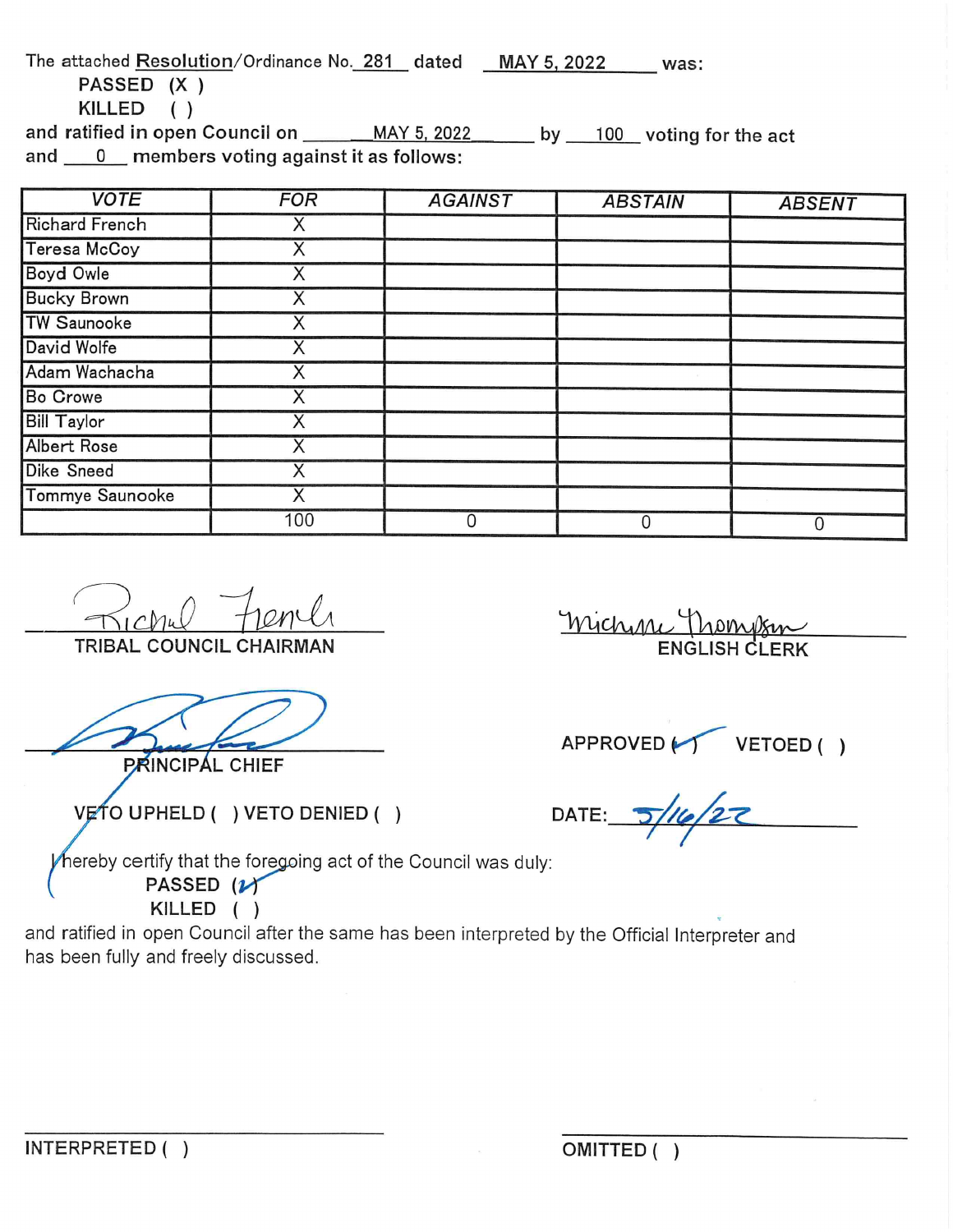The attached Resolution/Ordinance No. 281 dated MAY 5, 2022 was:

PASSED (X)

KILLED ( )

and ratified in open Council on MAY 5, 2022 by 100 voting for the act and 0 members voting against it as follows:

| VOTE | FOR | AGAINST | ABSTAIN | ABSENT |
|---|---|---|---|---|
| Richard French | X | | | |
| Teresa McCoy | X | | | |
| Boyd Owle | X | | | |
| Bucky Brown | X | | | |
| TW Saunooke | X | | | |
| David Wolfe | X | | | |
| Adam Wachacha | X | | | |
| Bo Crowe | X | | | |
| Bill Taylor | X | | | |
| Albert Rose | X | | | |
| Dike Sneed | X | | | |
| Tommye Saunooke | X | | | |
| | 100 | 0 | 0 | 0 |

Richard French
TRIBAL COUNCIL CHAIRMAN

Michelle Thompson
ENGLISH CLERK

PRINCIPAL CHIEF

APPROVED (✓) VETOED ( )

VETO UPHELD ( ) VETO DENIED ( )

DATE: 5/16/22

I hereby certify that the foregoing act of the Council was duly:

PASSED (✓)

KILLED ( )

and ratified in open Council after the same has been interpreted by the Official Interpreter and has been fully and freely discussed.

INTERPRETED ( )

OMITTED ( )